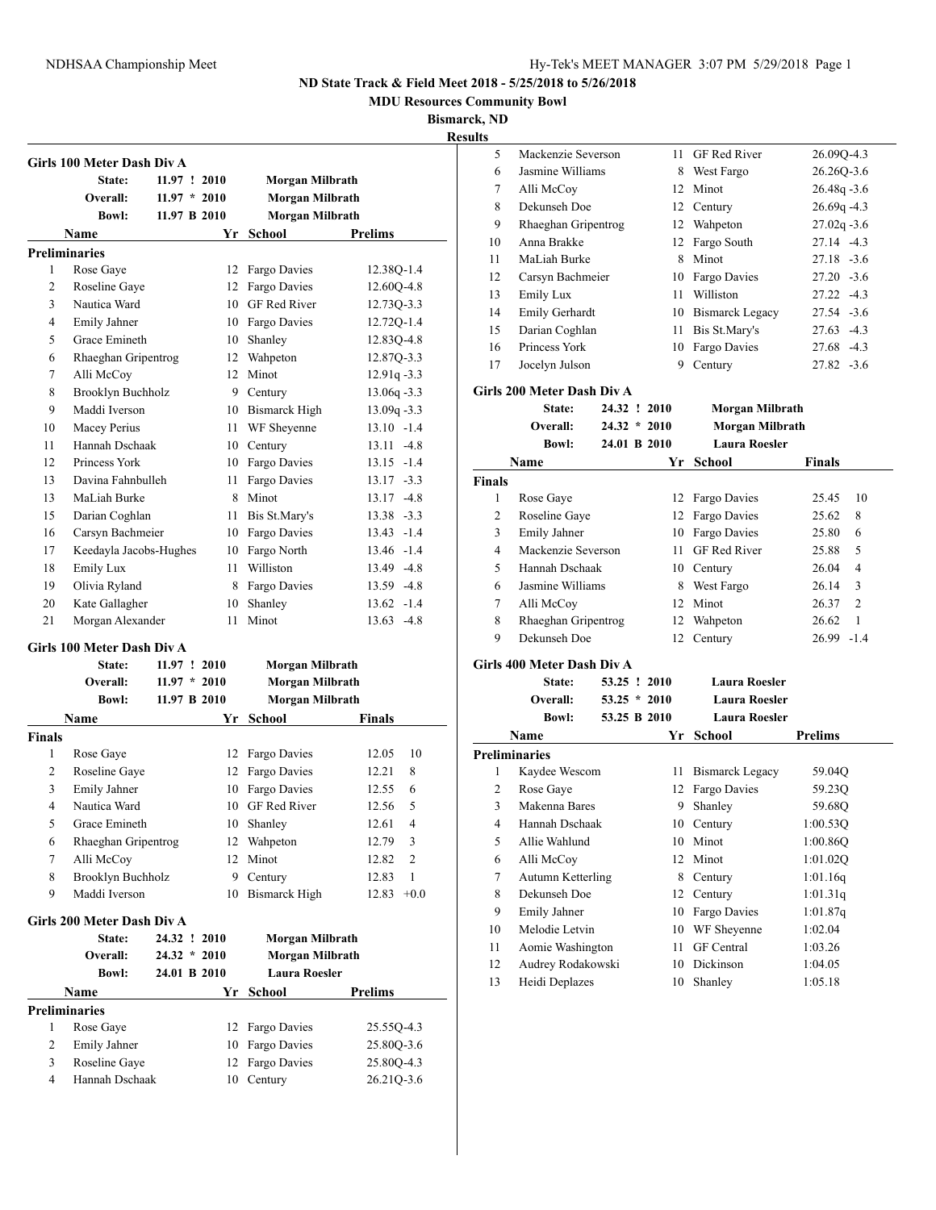# ND State Track & Field Meet 2018 - 5/25/2018 to 5/26/2018

**MDU Resources Community Bowl**

**Bismarck, ND**

**Results**

## Girls 100 Meter Dash Div A

| | | | |
|---|---|---|---|
| State: | 11.97 ! 2010 | Morgan Milbrath | |
| Overall: | 11.97 * 2010 | Morgan Milbrath | |
| Bowl: | 11.97 B 2010 | Morgan Milbrath | |

**Preliminaries**

| | Name | Yr | School | Prelims |
|---|---|---|---|---|
| 1 | Rose Gaye | 12 | Fargo Davies | 12.38Q-1.4 |
| 2 | Roseline Gaye | 12 | Fargo Davies | 12.60Q-4.8 |
| 3 | Nautica Ward | 10 | GF Red River | 12.73Q-3.3 |
| 4 | Emily Jahner | 10 | Fargo Davies | 12.72Q-1.4 |
| 5 | Grace Emineth | 10 | Shanley | 12.83Q-4.8 |
| 6 | Rhaeghan Gripentrog | 12 | Wahpeton | 12.87Q-3.3 |
| 7 | Alli McCoy | 12 | Minot | 12.91q -3.3 |
| 8 | Brooklyn Buchholz | 9 | Century | 13.06q -3.3 |
| 9 | Maddi Iverson | 10 | Bismarck High | 13.09q -3.3 |
| 10 | Macey Perius | 11 | WF Sheyenne | 13.10 -1.4 |
| 11 | Hannah Dschaak | 10 | Century | 13.11 -4.8 |
| 12 | Princess York | 10 | Fargo Davies | 13.15 -1.4 |
| 13 | Davina Fahnbulleh | 11 | Fargo Davies | 13.17 -3.3 |
| 13 | MaLiah Burke | 8 | Minot | 13.17 -4.8 |
| 15 | Darian Coghlan | 11 | Bis St.Mary's | 13.38 -3.3 |
| 16 | Carsyn Bachmeier | 10 | Fargo Davies | 13.43 -1.4 |
| 17 | Keedayla Jacobs-Hughes | 10 | Fargo North | 13.46 -1.4 |
| 18 | Emily Lux | 11 | Williston | 13.49 -4.8 |
| 19 | Olivia Ryland | 8 | Fargo Davies | 13.59 -4.8 |
| 20 | Kate Gallagher | 10 | Shanley | 13.62 -1.4 |
| 21 | Morgan Alexander | 11 | Minot | 13.63 -4.8 |

## Girls 100 Meter Dash Div A

| | | | |
|---|---|---|---|
| State: | 11.97 ! 2010 | Morgan Milbrath | |
| Overall: | 11.97 * 2010 | Morgan Milbrath | |
| Bowl: | 11.97 B 2010 | Morgan Milbrath | |

**Finals**

| | Name | Yr | School | Finals | |
|---|---|---|---|---|---|
| 1 | Rose Gaye | 12 | Fargo Davies | 12.05 | 10 |
| 2 | Roseline Gaye | 12 | Fargo Davies | 12.21 | 8 |
| 3 | Emily Jahner | 10 | Fargo Davies | 12.55 | 6 |
| 4 | Nautica Ward | 10 | GF Red River | 12.56 | 5 |
| 5 | Grace Emineth | 10 | Shanley | 12.61 | 4 |
| 6 | Rhaeghan Gripentrog | 12 | Wahpeton | 12.79 | 3 |
| 7 | Alli McCoy | 12 | Minot | 12.82 | 2 |
| 8 | Brooklyn Buchholz | 9 | Century | 12.83 | 1 |
| 9 | Maddi Iverson | 10 | Bismarck High | 12.83 | +0.0 |

## Girls 200 Meter Dash Div A

| | | | |
|---|---|---|---|
| State: | 24.32 ! 2010 | Morgan Milbrath | |
| Overall: | 24.32 * 2010 | Morgan Milbrath | |
| Bowl: | 24.01 B 2010 | Laura Roesler | |

**Preliminaries**

| | Name | Yr | School | Prelims |
|---|---|---|---|---|
| 1 | Rose Gaye | 12 | Fargo Davies | 25.55Q-4.3 |
| 2 | Emily Jahner | 10 | Fargo Davies | 25.80Q-3.6 |
| 3 | Roseline Gaye | 12 | Fargo Davies | 25.80Q-4.3 |
| 4 | Hannah Dschaak | 10 | Century | 26.21Q-3.6 |
| 5 | Mackenzie Severson | 11 | GF Red River | 26.09Q-4.3 |
| 6 | Jasmine Williams | 8 | West Fargo | 26.26Q-3.6 |
| 7 | Alli McCoy | 12 | Minot | 26.48q -3.6 |
| 8 | Dekunseh Doe | 12 | Century | 26.69q -4.3 |
| 9 | Rhaeghan Gripentrog | 12 | Wahpeton | 27.02q -3.6 |
| 10 | Anna Brakke | 12 | Fargo South | 27.14 -4.3 |
| 11 | MaLiah Burke | 8 | Minot | 27.18 -3.6 |
| 12 | Carsyn Bachmeier | 10 | Fargo Davies | 27.20 -3.6 |
| 13 | Emily Lux | 11 | Williston | 27.22 -4.3 |
| 14 | Emily Gerhardt | 10 | Bismarck Legacy | 27.54 -3.6 |
| 15 | Darian Coghlan | 11 | Bis St.Mary's | 27.63 -4.3 |
| 16 | Princess York | 10 | Fargo Davies | 27.68 -4.3 |
| 17 | Jocelyn Julson | 9 | Century | 27.82 -3.6 |

## Girls 200 Meter Dash Div A

| | | | |
|---|---|---|---|
| State: | 24.32 ! 2010 | Morgan Milbrath | |
| Overall: | 24.32 * 2010 | Morgan Milbrath | |
| Bowl: | 24.01 B 2010 | Laura Roesler | |

**Finals**

| | Name | Yr | School | Finals | |
|---|---|---|---|---|---|
| 1 | Rose Gaye | 12 | Fargo Davies | 25.45 | 10 |
| 2 | Roseline Gaye | 12 | Fargo Davies | 25.62 | 8 |
| 3 | Emily Jahner | 10 | Fargo Davies | 25.80 | 6 |
| 4 | Mackenzie Severson | 11 | GF Red River | 25.88 | 5 |
| 5 | Hannah Dschaak | 10 | Century | 26.04 | 4 |
| 6 | Jasmine Williams | 8 | West Fargo | 26.14 | 3 |
| 7 | Alli McCoy | 12 | Minot | 26.37 | 2 |
| 8 | Rhaeghan Gripentrog | 12 | Wahpeton | 26.62 | 1 |
| 9 | Dekunseh Doe | 12 | Century | 26.99 | -1.4 |

## Girls 400 Meter Dash Div A

| | | | |
|---|---|---|---|
| State: | 53.25 ! 2010 | Laura Roesler | |
| Overall: | 53.25 * 2010 | Laura Roesler | |
| Bowl: | 53.25 B 2010 | Laura Roesler | |

**Preliminaries**

| | Name | Yr | School | Prelims |
|---|---|---|---|---|
| 1 | Kaydee Wescom | 11 | Bismarck Legacy | 59.04Q |
| 2 | Rose Gaye | 12 | Fargo Davies | 59.23Q |
| 3 | Makenna Bares | 9 | Shanley | 59.68Q |
| 4 | Hannah Dschaak | 10 | Century | 1:00.53Q |
| 5 | Allie Wahlund | 10 | Minot | 1:00.86Q |
| 6 | Alli McCoy | 12 | Minot | 1:01.02Q |
| 7 | Autumn Ketterling | 8 | Century | 1:01.16q |
| 8 | Dekunseh Doe | 12 | Century | 1:01.31q |
| 9 | Emily Jahner | 10 | Fargo Davies | 1:01.87q |
| 10 | Melodie Letvin | 10 | WF Sheyenne | 1:02.04 |
| 11 | Aomie Washington | 11 | GF Central | 1:03.26 |
| 12 | Audrey Rodakowski | 10 | Dickinson | 1:04.05 |
| 13 | Heidi Deplazes | 10 | Shanley | 1:05.18 |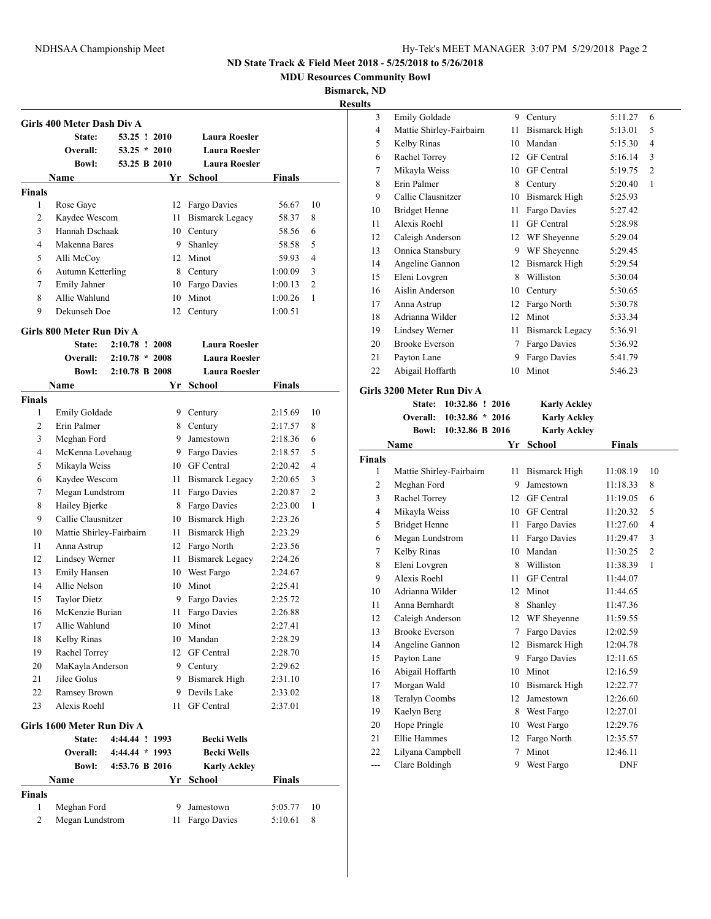ND State Track & Field Meet 2018 - 5/25/2018 to 5/26/2018

MDU Resources Community Bowl

Bismarck, ND

Results

## Girls 400 Meter Dash Div A

| | | | |
|---|---|---|---|
| State: | 53.25 ! 2010 | Laura Roesler | |
| Overall: | 53.25 * 2010 | Laura Roesler | |
| Bowl: | 53.25 B 2010 | Laura Roesler | |

| | Name | Yr | School | Finals | |
|---|---|---|---|---|---|
| **Finals** | | | | | |
| 1 | Rose Gaye | 12 | Fargo Davies | 56.67 | 10 |
| 2 | Kaydee Wescom | 11 | Bismarck Legacy | 58.37 | 8 |
| 3 | Hannah Dschaak | 10 | Century | 58.56 | 6 |
| 4 | Makenna Bares | 9 | Shanley | 58.58 | 5 |
| 5 | Alli McCoy | 12 | Minot | 59.93 | 4 |
| 6 | Autumn Ketterling | 8 | Century | 1:00.09 | 3 |
| 7 | Emily Jahner | 10 | Fargo Davies | 1:00.13 | 2 |
| 8 | Allie Wahlund | 10 | Minot | 1:00.26 | 1 |
| 9 | Dekunseh Doe | 12 | Century | 1:00.51 | |

## Girls 800 Meter Run Div A

| | | | |
|---|---|---|---|
| State: | 2:10.78 ! 2008 | Laura Roesler | |
| Overall: | 2:10.78 * 2008 | Laura Roesler | |
| Bowl: | 2:10.78 B 2008 | Laura Roesler | |

| | Name | Yr | School | Finals | |
|---|---|---|---|---|---|
| **Finals** | | | | | |
| 1 | Emily Goldade | 9 | Century | 2:15.69 | 10 |
| 2 | Erin Palmer | 8 | Century | 2:17.57 | 8 |
| 3 | Meghan Ford | 9 | Jamestown | 2:18.36 | 6 |
| 4 | McKenna Lovehaug | 9 | Fargo Davies | 2:18.57 | 5 |
| 5 | Mikayla Weiss | 10 | GF Central | 2:20.42 | 4 |
| 6 | Kaydee Wescom | 11 | Bismarck Legacy | 2:20.65 | 3 |
| 7 | Megan Lundstrom | 11 | Fargo Davies | 2:20.87 | 2 |
| 8 | Hailey Bjerke | 8 | Fargo Davies | 2:23.00 | 1 |
| 9 | Callie Clausnitzer | 10 | Bismarck High | 2:23.26 | |
| 10 | Mattie Shirley-Fairbairn | 11 | Bismarck High | 2:23.29 | |
| 11 | Anna Astrup | 12 | Fargo North | 2:23.56 | |
| 12 | Lindsey Werner | 11 | Bismarck Legacy | 2:24.26 | |
| 13 | Emily Hansen | 10 | West Fargo | 2:24.67 | |
| 14 | Allie Nelson | 10 | Minot | 2:25.41 | |
| 15 | Taylor Dietz | 9 | Fargo Davies | 2:25.72 | |
| 16 | McKenzie Burian | 11 | Fargo Davies | 2:26.88 | |
| 17 | Allie Wahlund | 10 | Minot | 2:27.41 | |
| 18 | Kelby Rinas | 10 | Mandan | 2:28.29 | |
| 19 | Rachel Torrey | 12 | GF Central | 2:28.70 | |
| 20 | MaKayla Anderson | 9 | Century | 2:29.62 | |
| 21 | Jilee Golus | 9 | Bismarck High | 2:31.10 | |
| 22 | Ramsey Brown | 9 | Devils Lake | 2:33.02 | |
| 23 | Alexis Roehl | 11 | GF Central | 2:37.01 | |

## Girls 1600 Meter Run Div A

| | | | |
|---|---|---|---|
| State: | 4:44.44 ! 1993 | Becki Wells | |
| Overall: | 4:44.44 * 1993 | Becki Wells | |
| Bowl: | 4:53.76 B 2016 | Karly Ackley | |

| | Name | Yr | School | Finals | |
|---|---|---|---|---|---|
| **Finals** | | | | | |
| 1 | Meghan Ford | 9 | Jamestown | 5:05.77 | 10 |
| 2 | Megan Lundstrom | 11 | Fargo Davies | 5:10.61 | 8 |
| 3 | Emily Goldade | 9 | Century | 5:11.27 | 6 |
| 4 | Mattie Shirley-Fairbairn | 11 | Bismarck High | 5:13.01 | 5 |
| 5 | Kelby Rinas | 10 | Mandan | 5:15.30 | 4 |
| 6 | Rachel Torrey | 12 | GF Central | 5:16.14 | 3 |
| 7 | Mikayla Weiss | 10 | GF Central | 5:19.75 | 2 |
| 8 | Erin Palmer | 8 | Century | 5:20.40 | 1 |
| 9 | Callie Clausnitzer | 10 | Bismarck High | 5:25.93 | |
| 10 | Bridget Henne | 11 | Fargo Davies | 5:27.42 | |
| 11 | Alexis Roehl | 11 | GF Central | 5:28.98 | |
| 12 | Caleigh Anderson | 12 | WF Sheyenne | 5:29.04 | |
| 13 | Onnica Stansbury | 9 | WF Sheyenne | 5:29.45 | |
| 14 | Angeline Gannon | 12 | Bismarck High | 5:29.54 | |
| 15 | Eleni Lovgren | 8 | Williston | 5:30.04 | |
| 16 | Aislin Anderson | 10 | Century | 5:30.65 | |
| 17 | Anna Astrup | 12 | Fargo North | 5:30.78 | |
| 18 | Adrianna Wilder | 12 | Minot | 5:33.34 | |
| 19 | Lindsey Werner | 11 | Bismarck Legacy | 5:36.91 | |
| 20 | Brooke Everson | 7 | Fargo Davies | 5:36.92 | |
| 21 | Payton Lane | 9 | Fargo Davies | 5:41.79 | |
| 22 | Abigail Hoffarth | 10 | Minot | 5:46.23 | |

## Girls 3200 Meter Run Div A

| | | | |
|---|---|---|---|
| State: | 10:32.86 ! 2016 | Karly Ackley | |
| Overall: | 10:32.86 * 2016 | Karly Ackley | |
| Bowl: | 10:32.86 B 2016 | Karly Ackley | |

| | Name | Yr | School | Finals | |
|---|---|---|---|---|---|
| **Finals** | | | | | |
| 1 | Mattie Shirley-Fairbairn | 11 | Bismarck High | 11:08.19 | 10 |
| 2 | Meghan Ford | 9 | Jamestown | 11:18.33 | 8 |
| 3 | Rachel Torrey | 12 | GF Central | 11:19.05 | 6 |
| 4 | Mikayla Weiss | 10 | GF Central | 11:20.32 | 5 |
| 5 | Bridget Henne | 11 | Fargo Davies | 11:27.60 | 4 |
| 6 | Megan Lundstrom | 11 | Fargo Davies | 11:29.47 | 3 |
| 7 | Kelby Rinas | 10 | Mandan | 11:30.25 | 2 |
| 8 | Eleni Lovgren | 8 | Williston | 11:38.39 | 1 |
| 9 | Alexis Roehl | 11 | GF Central | 11:44.07 | |
| 10 | Adrianna Wilder | 12 | Minot | 11:44.65 | |
| 11 | Anna Bernhardt | 8 | Shanley | 11:47.36 | |
| 12 | Caleigh Anderson | 12 | WF Sheyenne | 11:59.55 | |
| 13 | Brooke Everson | 7 | Fargo Davies | 12:02.59 | |
| 14 | Angeline Gannon | 12 | Bismarck High | 12:04.78 | |
| 15 | Payton Lane | 9 | Fargo Davies | 12:11.65 | |
| 16 | Abigail Hoffarth | 10 | Minot | 12:16.59 | |
| 17 | Morgan Wald | 10 | Bismarck High | 12:22.77 | |
| 18 | Teralyn Coombs | 12 | Jamestown | 12:26.60 | |
| 19 | Kaelyn Berg | 8 | West Fargo | 12:27.01 | |
| 20 | Hope Pringle | 10 | West Fargo | 12:29.76 | |
| 21 | Ellie Hammes | 12 | Fargo North | 12:35.57 | |
| 22 | Lilyana Campbell | 7 | Minot | 12:46.11 | |
| --- | Clare Boldingh | 9 | West Fargo | DNF | |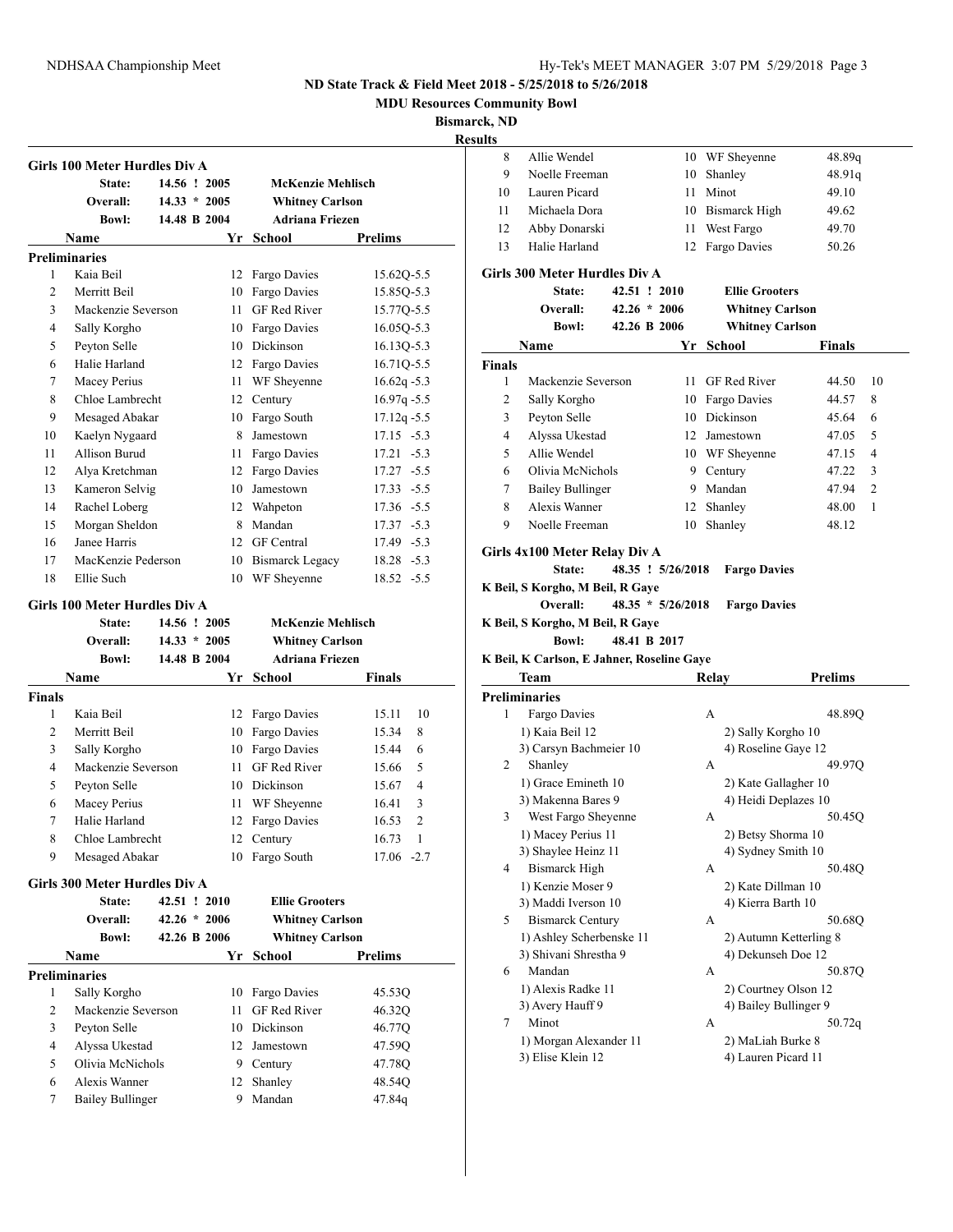**ND State Track & Field Meet 2018 - 5/25/2018 to 5/26/2018**

**MDU Resources Community Bowl**

**Bismarck, ND**

**Results**

### Girls 100 Meter Hurdles Div A

| | | | |
|---|---|---|---|
| State: | 14.56 ! 2005 | McKenzie Mehlisch | |
| Overall: | 14.33 * 2005 | Whitney Carlson | |
| Bowl: | 14.48 B 2004 | Adriana Friezen | |

| | Name | Yr | School | Prelims |
|---|---|---|---|---|
| **Preliminaries** | | | | |
| 1 | Kaia Beil | 12 | Fargo Davies | 15.62Q-5.5 |
| 2 | Merritt Beil | 10 | Fargo Davies | 15.85Q-5.3 |
| 3 | Mackenzie Severson | 11 | GF Red River | 15.77Q-5.5 |
| 4 | Sally Korgho | 10 | Fargo Davies | 16.05Q-5.3 |
| 5 | Peyton Selle | 10 | Dickinson | 16.13Q-5.3 |
| 6 | Halie Harland | 12 | Fargo Davies | 16.71Q-5.5 |
| 7 | Macey Perius | 11 | WF Sheyenne | 16.62q -5.3 |
| 8 | Chloe Lambrecht | 12 | Century | 16.97q -5.5 |
| 9 | Mesaged Abakar | 10 | Fargo South | 17.12q -5.5 |
| 10 | Kaelyn Nygaard | 8 | Jamestown | 17.15 -5.3 |
| 11 | Allison Burud | 11 | Fargo Davies | 17.21 -5.3 |
| 12 | Alya Kretchman | 12 | Fargo Davies | 17.27 -5.5 |
| 13 | Kameron Selvig | 10 | Jamestown | 17.33 -5.5 |
| 14 | Rachel Loberg | 12 | Wahpeton | 17.36 -5.5 |
| 15 | Morgan Sheldon | 8 | Mandan | 17.37 -5.3 |
| 16 | Janee Harris | 12 | GF Central | 17.49 -5.3 |
| 17 | MacKenzie Pederson | 10 | Bismarck Legacy | 18.28 -5.3 |
| 18 | Ellie Such | 10 | WF Sheyenne | 18.52 -5.5 |

### Girls 100 Meter Hurdles Div A

| | | | |
|---|---|---|---|
| State: | 14.56 ! 2005 | McKenzie Mehlisch | |
| Overall: | 14.33 * 2005 | Whitney Carlson | |
| Bowl: | 14.48 B 2004 | Adriana Friezen | |

| | Name | Yr | School | Finals | |
|---|---|---|---|---|---|
| **Finals** | | | | | |
| 1 | Kaia Beil | 12 | Fargo Davies | 15.11 | 10 |
| 2 | Merritt Beil | 10 | Fargo Davies | 15.34 | 8 |
| 3 | Sally Korgho | 10 | Fargo Davies | 15.44 | 6 |
| 4 | Mackenzie Severson | 11 | GF Red River | 15.66 | 5 |
| 5 | Peyton Selle | 10 | Dickinson | 15.67 | 4 |
| 6 | Macey Perius | 11 | WF Sheyenne | 16.41 | 3 |
| 7 | Halie Harland | 12 | Fargo Davies | 16.53 | 2 |
| 8 | Chloe Lambrecht | 12 | Century | 16.73 | 1 |
| 9 | Mesaged Abakar | 10 | Fargo South | 17.06 -2.7 | |

### Girls 300 Meter Hurdles Div A

| | | | |
|---|---|---|---|
| State: | 42.51 ! 2010 | Ellie Grooters | |
| Overall: | 42.26 * 2006 | Whitney Carlson | |
| Bowl: | 42.26 B 2006 | Whitney Carlson | |

| | Name | Yr | School | Prelims |
|---|---|---|---|---|
| **Preliminaries** | | | | |
| 1 | Sally Korgho | 10 | Fargo Davies | 45.53Q |
| 2 | Mackenzie Severson | 11 | GF Red River | 46.32Q |
| 3 | Peyton Selle | 10 | Dickinson | 46.77Q |
| 4 | Alyssa Ukestad | 12 | Jamestown | 47.59Q |
| 5 | Olivia McNichols | 9 | Century | 47.78Q |
| 6 | Alexis Wanner | 12 | Shanley | 48.54Q |
| 7 | Bailey Bullinger | 9 | Mandan | 47.84q |
| 8 | Allie Wendel | 10 | WF Sheyenne | 48.89q |
| 9 | Noelle Freeman | 10 | Shanley | 48.91q |
| 10 | Lauren Picard | 11 | Minot | 49.10 |
| 11 | Michaela Dora | 10 | Bismarck High | 49.62 |
| 12 | Abby Donarski | 11 | West Fargo | 49.70 |
| 13 | Halie Harland | 12 | Fargo Davies | 50.26 |

### Girls 300 Meter Hurdles Div A

| | | | |
|---|---|---|---|
| State: | 42.51 ! 2010 | Ellie Grooters | |
| Overall: | 42.26 * 2006 | Whitney Carlson | |
| Bowl: | 42.26 B 2006 | Whitney Carlson | |

| | Name | Yr | School | Finals | |
|---|---|---|---|---|---|
| **Finals** | | | | | |
| 1 | Mackenzie Severson | 11 | GF Red River | 44.50 | 10 |
| 2 | Sally Korgho | 10 | Fargo Davies | 44.57 | 8 |
| 3 | Peyton Selle | 10 | Dickinson | 45.64 | 6 |
| 4 | Alyssa Ukestad | 12 | Jamestown | 47.05 | 5 |
| 5 | Allie Wendel | 10 | WF Sheyenne | 47.15 | 4 |
| 6 | Olivia McNichols | 9 | Century | 47.22 | 3 |
| 7 | Bailey Bullinger | 9 | Mandan | 47.94 | 2 |
| 8 | Alexis Wanner | 12 | Shanley | 48.00 | 1 |
| 9 | Noelle Freeman | 10 | Shanley | 48.12 | |

### Girls 4x100 Meter Relay Div A

| | | |
|---|---|---|
| State: | 48.35 ! 5/26/2018 | Fargo Davies |

K Beil, S Korgho, M Beil, R Gaye

| | | |
|---|---|---|
| Overall: | 48.35 * 5/26/2018 | Fargo Davies |

K Beil, S Korgho, M Beil, R Gaye

| | | |
|---|---|---|
| Bowl: | 48.41 B 2017 | |

K Beil, K Carlson, E Jahner, Roseline Gaye

| | Team | Relay | Prelims |
|---|---|---|---|
| **Preliminaries** | | | |
| 1 | Fargo Davies | A | 48.89Q |
| | 1) Kaia Beil 12 | 2) Sally Korgho 10 | |
| | 3) Carsyn Bachmeier 10 | 4) Roseline Gaye 12 | |
| 2 | Shanley | A | 49.97Q |
| | 1) Grace Emineth 10 | 2) Kate Gallagher 10 | |
| | 3) Makenna Bares 9 | 4) Heidi Deplazes 10 | |
| 3 | West Fargo Sheyenne | A | 50.45Q |
| | 1) Macey Perius 11 | 2) Betsy Shorma 10 | |
| | 3) Shaylee Heinz 11 | 4) Sydney Smith 10 | |
| 4 | Bismarck High | A | 50.48Q |
| | 1) Kenzie Moser 9 | 2) Kate Dillman 10 | |
| | 3) Maddi Iverson 10 | 4) Kierra Barth 10 | |
| 5 | Bismarck Century | A | 50.68Q |
| | 1) Ashley Scherbenske 11 | 2) Autumn Ketterling 8 | |
| | 3) Shivani Shrestha 9 | 4) Dekunseh Doe 12 | |
| 6 | Mandan | A | 50.87Q |
| | 1) Alexis Radke 11 | 2) Courtney Olson 12 | |
| | 3) Avery Hauff 9 | 4) Bailey Bullinger 9 | |
| 7 | Minot | A | 50.72q |
| | 1) Morgan Alexander 11 | 2) MaLiah Burke 8 | |
| | 3) Elise Klein 12 | 4) Lauren Picard 11 | |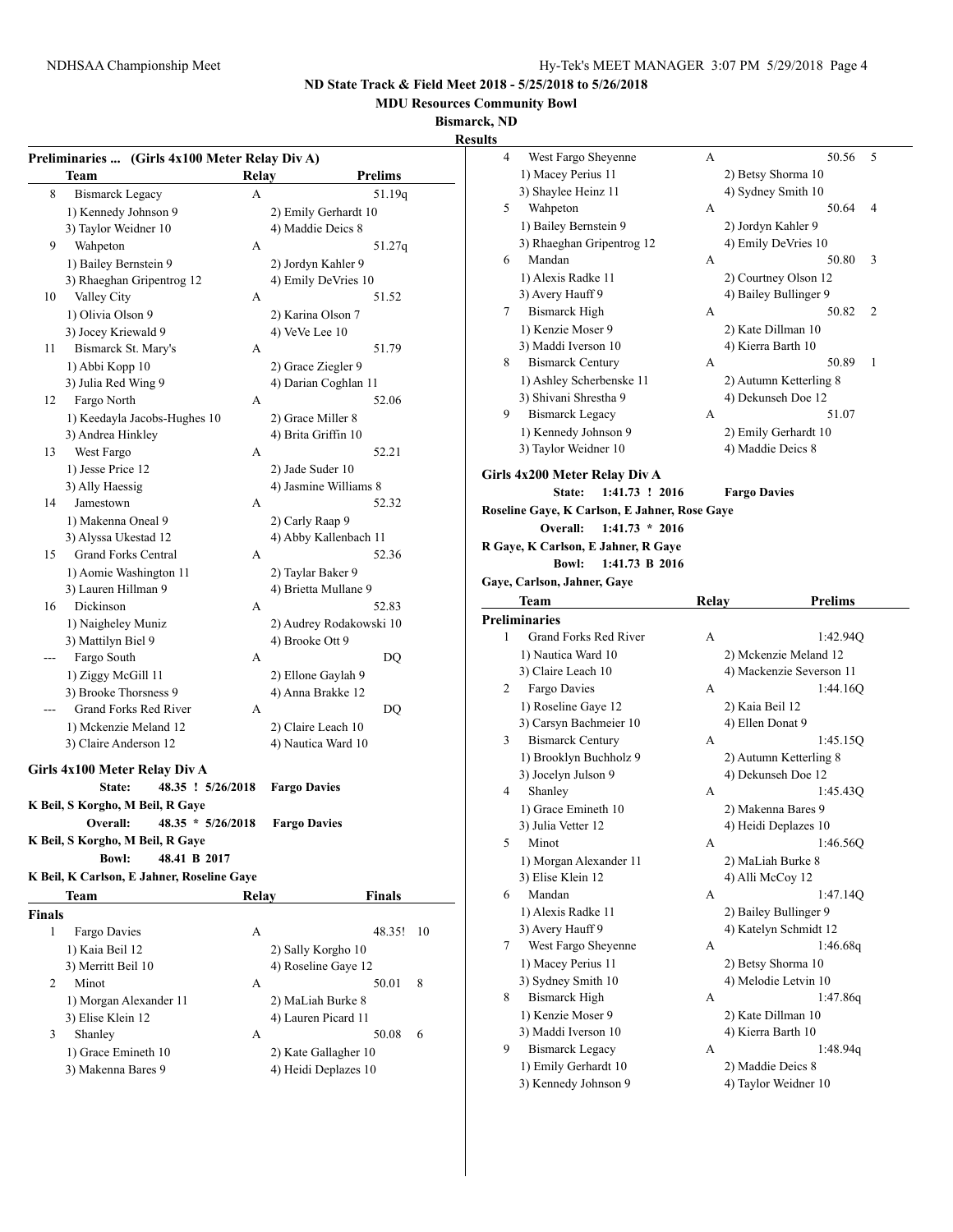# ND State Track & Field Meet 2018 - 5/25/2018 to 5/26/2018

**MDU Resources Community Bowl**

**Bismarck, ND**

**Results**

### Preliminaries ... (Girls 4x100 Meter Relay Div A)

| | Team | Relay | Prelims |
|---|---|---|---|
| 8 | Bismarck Legacy | A | 51.19q |
| | 1) Kennedy Johnson 9 | 2) Emily Gerhardt 10 | |
| | 3) Taylor Weidner 10 | 4) Maddie Deics 8 | |
| 9 | Wahpeton | A | 51.27q |
| | 1) Bailey Bernstein 9 | 2) Jordyn Kahler 9 | |
| | 3) Rhaeghan Gripentrog 12 | 4) Emily DeVries 10 | |
| 10 | Valley City | A | 51.52 |
| | 1) Olivia Olson 9 | 2) Karina Olson 7 | |
| | 3) Jocey Kriewald 9 | 4) VeVe Lee 10 | |
| 11 | Bismarck St. Mary's | A | 51.79 |
| | 1) Abbi Kopp 10 | 2) Grace Ziegler 9 | |
| | 3) Julia Red Wing 9 | 4) Darian Coghlan 11 | |
| 12 | Fargo North | A | 52.06 |
| | 1) Keedayla Jacobs-Hughes 10 | 2) Grace Miller 8 | |
| | 3) Andrea Hinkley | 4) Brita Griffin 10 | |
| 13 | West Fargo | A | 52.21 |
| | 1) Jesse Price 12 | 2) Jade Suder 10 | |
| | 3) Ally Haessig | 4) Jasmine Williams 8 | |
| 14 | Jamestown | A | 52.32 |
| | 1) Makenna Oneal 9 | 2) Carly Raap 9 | |
| | 3) Alyssa Ukestad 12 | 4) Abby Kallenbach 11 | |
| 15 | Grand Forks Central | A | 52.36 |
| | 1) Aomie Washington 11 | 2) Taylar Baker 9 | |
| | 3) Lauren Hillman 9 | 4) Brietta Mullane 9 | |
| 16 | Dickinson | A | 52.83 |
| | 1) Naigheley Muniz | 2) Audrey Rodakowski 10 | |
| | 3) Mattilyn Biel 9 | 4) Brooke Ott 9 | |
| --- | Fargo South | A | DQ |
| | 1) Ziggy McGill 11 | 2) Ellone Gaylah 9 | |
| | 3) Brooke Thorsness 9 | 4) Anna Brakke 12 | |
| --- | Grand Forks Red River | A | DQ |
| | 1) Mckenzie Meland 12 | 2) Claire Leach 10 | |
| | 3) Claire Anderson 12 | 4) Nautica Ward 10 | |

### Girls 4x100 Meter Relay Div A

**State:** 48.35 ! 5/26/2018 **Fargo Davies**
**K Beil, S Korgho, M Beil, R Gaye**
**Overall:** 48.35 * 5/26/2018 **Fargo Davies**
**K Beil, S Korgho, M Beil, R Gaye**
**Bowl:** 48.41 B 2017
**K Beil, K Carlson, E Jahner, Roseline Gaye**

**Finals**

| | Team | Relay | Finals | Points |
|---|---|---|---|---|
| 1 | Fargo Davies | A | 48.35! | 10 |
| | 1) Kaia Beil 12 | 2) Sally Korgho 10 | | |
| | 3) Merritt Beil 10 | 4) Roseline Gaye 12 | | |
| 2 | Minot | A | 50.01 | 8 |
| | 1) Morgan Alexander 11 | 2) MaLiah Burke 8 | | |
| | 3) Elise Klein 12 | 4) Lauren Picard 11 | | |
| 3 | Shanley | A | 50.08 | 6 |
| | 1) Grace Emineth 10 | 2) Kate Gallagher 10 | | |
| | 3) Makenna Bares 9 | 4) Heidi Deplazes 10 | | |
| 4 | West Fargo Sheyenne | A | 50.56 | 5 |
| | 1) Macey Perius 11 | 2) Betsy Shorma 10 | | |
| | 3) Shaylee Heinz 11 | 4) Sydney Smith 10 | | |
| 5 | Wahpeton | A | 50.64 | 4 |
| | 1) Bailey Bernstein 9 | 2) Jordyn Kahler 9 | | |
| | 3) Rhaeghan Gripentrog 12 | 4) Emily DeVries 10 | | |
| 6 | Mandan | A | 50.80 | 3 |
| | 1) Alexis Radke 11 | 2) Courtney Olson 12 | | |
| | 3) Avery Hauff 9 | 4) Bailey Bullinger 9 | | |
| 7 | Bismarck High | A | 50.82 | 2 |
| | 1) Kenzie Moser 9 | 2) Kate Dillman 10 | | |
| | 3) Maddi Iverson 10 | 4) Kierra Barth 10 | | |
| 8 | Bismarck Century | A | 50.89 | 1 |
| | 1) Ashley Scherbenske 11 | 2) Autumn Ketterling 8 | | |
| | 3) Shivani Shrestha 9 | 4) Dekunseh Doe 12 | | |
| 9 | Bismarck Legacy | A | 51.07 | |
| | 1) Kennedy Johnson 9 | 2) Emily Gerhardt 10 | | |
| | 3) Taylor Weidner 10 | 4) Maddie Deics 8 | | |

### Girls 4x200 Meter Relay Div A

**State:** 1:41.73 ! 2016 **Fargo Davies**
**Roseline Gaye, K Carlson, E Jahner, Rose Gaye**
**Overall:** 1:41.73 * 2016
**R Gaye, K Carlson, E Jahner, R Gaye**
**Bowl:** 1:41.73 B 2016
**Gaye, Carlson, Jahner, Gaye**

**Preliminaries**

| | Team | Relay | Prelims |
|---|---|---|---|
| 1 | Grand Forks Red River | A | 1:42.94Q |
| | 1) Nautica Ward 10 | 2) Mckenzie Meland 12 | |
| | 3) Claire Leach 10 | 4) Mackenzie Severson 11 | |
| 2 | Fargo Davies | A | 1:44.16Q |
| | 1) Roseline Gaye 12 | 2) Kaia Beil 12 | |
| | 3) Carsyn Bachmeier 10 | 4) Ellen Donat 9 | |
| 3 | Bismarck Century | A | 1:45.15Q |
| | 1) Brooklyn Buchholz 9 | 2) Autumn Ketterling 8 | |
| | 3) Jocelyn Julson 9 | 4) Dekunseh Doe 12 | |
| 4 | Shanley | A | 1:45.43Q |
| | 1) Grace Emineth 10 | 2) Makenna Bares 9 | |
| | 3) Julia Vetter 12 | 4) Heidi Deplazes 10 | |
| 5 | Minot | A | 1:46.56Q |
| | 1) Morgan Alexander 11 | 2) MaLiah Burke 8 | |
| | 3) Elise Klein 12 | 4) Alli McCoy 12 | |
| 6 | Mandan | A | 1:47.14Q |
| | 1) Alexis Radke 11 | 2) Bailey Bullinger 9 | |
| | 3) Avery Hauff 9 | 4) Katelyn Schmidt 12 | |
| 7 | West Fargo Sheyenne | A | 1:46.68q |
| | 1) Macey Perius 11 | 2) Betsy Shorma 10 | |
| | 3) Sydney Smith 10 | 4) Melodie Letvin 10 | |
| 8 | Bismarck High | A | 1:47.86q |
| | 1) Kenzie Moser 9 | 2) Kate Dillman 10 | |
| | 3) Maddi Iverson 10 | 4) Kierra Barth 10 | |
| 9 | Bismarck Legacy | A | 1:48.94q |
| | 1) Emily Gerhardt 10 | 2) Maddie Deics 8 | |
| | 3) Kennedy Johnson 9 | 4) Taylor Weidner 10 | |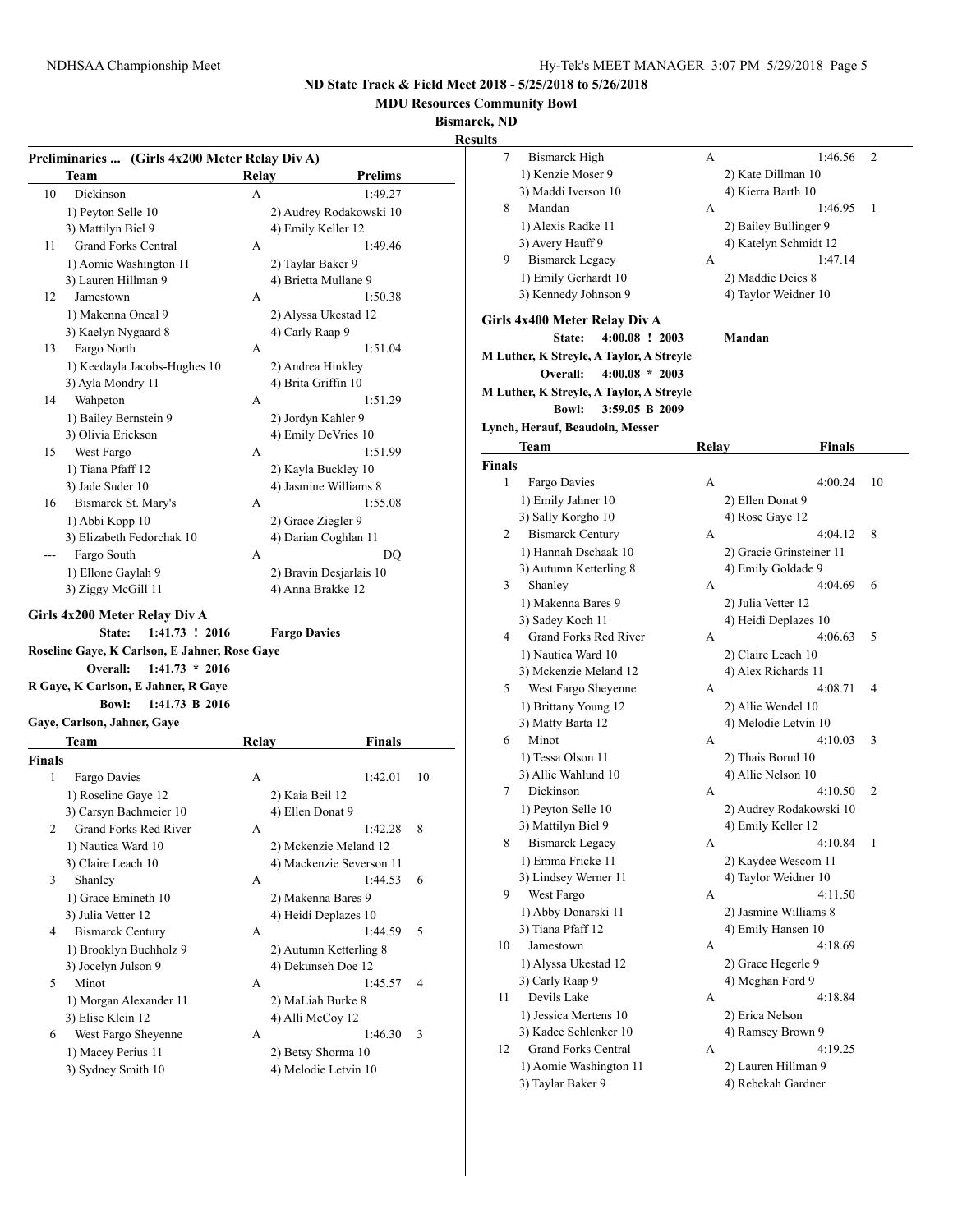# ND State Track & Field Meet 2018 - 5/25/2018 to 5/26/2018

**MDU Resources Community Bowl**

**Bismarck, ND**

**Results**

## Preliminaries ... (Girls 4x200 Meter Relay Div A)

| | Team | Relay | Prelims |
|---|---|---|---|
| 10 | Dickinson | A | 1:49.27 |
| | 1) Peyton Selle 10 | 2) Audrey Rodakowski 10 | |
| | 3) Mattilyn Biel 9 | 4) Emily Keller 12 | |
| 11 | Grand Forks Central | A | 1:49.46 |
| | 1) Aomie Washington 11 | 2) Taylar Baker 9 | |
| | 3) Lauren Hillman 9 | 4) Brietta Mullane 9 | |
| 12 | Jamestown | A | 1:50.38 |
| | 1) Makenna Oneal 9 | 2) Alyssa Ukestad 12 | |
| | 3) Kaelyn Nygaard 8 | 4) Carly Raap 9 | |
| 13 | Fargo North | A | 1:51.04 |
| | 1) Keedayla Jacobs-Hughes 10 | 2) Andrea Hinkley | |
| | 3) Ayla Mondry 11 | 4) Brita Griffin 10 | |
| 14 | Wahpeton | A | 1:51.29 |
| | 1) Bailey Bernstein 9 | 2) Jordyn Kahler 9 | |
| | 3) Olivia Erickson | 4) Emily DeVries 10 | |
| 15 | West Fargo | A | 1:51.99 |
| | 1) Tiana Pfaff 12 | 2) Kayla Buckley 10 | |
| | 3) Jade Suder 10 | 4) Jasmine Williams 8 | |
| 16 | Bismarck St. Mary's | A | 1:55.08 |
| | 1) Abbi Kopp 10 | 2) Grace Ziegler 9 | |
| | 3) Elizabeth Fedorchak 10 | 4) Darian Coghlan 11 | |
| --- | Fargo South | A | DQ |
| | 1) Ellone Gaylah 9 | 2) Bravin Desjarlais 10 | |
| | 3) Ziggy McGill 11 | 4) Anna Brakke 12 | |

## Girls 4x200 Meter Relay Div A

**State: 1:41.73 ! 2016 Fargo Davies**

**Roseline Gaye, K Carlson, E Jahner, Rose Gaye**

**Overall: 1:41.73 * 2016**

**R Gaye, K Carlson, E Jahner, R Gaye**

**Bowl: 1:41.73 B 2016**

**Gaye, Carlson, Jahner, Gaye**

| | Team | Relay | Finals | |
|---|---|---|---|---|
| **Finals** | | | | |
| 1 | Fargo Davies | A | 1:42.01 | 10 |
| | 1) Roseline Gaye 12 | 2) Kaia Beil 12 | | |
| | 3) Carsyn Bachmeier 10 | 4) Ellen Donat 9 | | |
| 2 | Grand Forks Red River | A | 1:42.28 | 8 |
| | 1) Nautica Ward 10 | 2) Mckenzie Meland 12 | | |
| | 3) Claire Leach 10 | 4) Mackenzie Severson 11 | | |
| 3 | Shanley | A | 1:44.53 | 6 |
| | 1) Grace Emineth 10 | 2) Makenna Bares 9 | | |
| | 3) Julia Vetter 12 | 4) Heidi Deplazes 10 | | |
| 4 | Bismarck Century | A | 1:44.59 | 5 |
| | 1) Brooklyn Buchholz 9 | 2) Autumn Ketterling 8 | | |
| | 3) Jocelyn Julson 9 | 4) Dekunseh Doe 12 | | |
| 5 | Minot | A | 1:45.57 | 4 |
| | 1) Morgan Alexander 11 | 2) MaLiah Burke 8 | | |
| | 3) Elise Klein 12 | 4) Alli McCoy 12 | | |
| 6 | West Fargo Sheyenne | A | 1:46.30 | 3 |
| | 1) Macey Perius 11 | 2) Betsy Shorma 10 | | |
| | 3) Sydney Smith 10 | 4) Melodie Letvin 10 | | |
| 7 | Bismarck High | A | 1:46.56 | 2 |
| | 1) Kenzie Moser 9 | 2) Kate Dillman 10 | | |
| | 3) Maddi Iverson 10 | 4) Kierra Barth 10 | | |
| 8 | Mandan | A | 1:46.95 | 1 |
| | 1) Alexis Radke 11 | 2) Bailey Bullinger 9 | | |
| | 3) Avery Hauff 9 | 4) Katelyn Schmidt 12 | | |
| 9 | Bismarck Legacy | A | 1:47.14 | |
| | 1) Emily Gerhardt 10 | 2) Maddie Deics 8 | | |
| | 3) Kennedy Johnson 9 | 4) Taylor Weidner 10 | | |

## Girls 4x400 Meter Relay Div A

**State: 4:00.08 ! 2003 Mandan**

**M Luther, K Streyle, A Taylor, A Streyle**

**Overall: 4:00.08 * 2003**

**M Luther, K Streyle, A Taylor, A Streyle**

**Bowl: 3:59.05 B 2009**

**Lynch, Herauf, Beaudoin, Messer**

| | Team | Relay | Finals | |
|---|---|---|---|---|
| **Finals** | | | | |
| 1 | Fargo Davies | A | 4:00.24 | 10 |
| | 1) Emily Jahner 10 | 2) Ellen Donat 9 | | |
| | 3) Sally Korgho 10 | 4) Rose Gaye 12 | | |
| 2 | Bismarck Century | A | 4:04.12 | 8 |
| | 1) Hannah Dschaak 10 | 2) Gracie Grinsteiner 11 | | |
| | 3) Autumn Ketterling 8 | 4) Emily Goldade 9 | | |
| 3 | Shanley | A | 4:04.69 | 6 |
| | 1) Makenna Bares 9 | 2) Julia Vetter 12 | | |
| | 3) Sadey Koch 11 | 4) Heidi Deplazes 10 | | |
| 4 | Grand Forks Red River | A | 4:06.63 | 5 |
| | 1) Nautica Ward 10 | 2) Claire Leach 10 | | |
| | 3) Mckenzie Meland 12 | 4) Alex Richards 11 | | |
| 5 | West Fargo Sheyenne | A | 4:08.71 | 4 |
| | 1) Brittany Young 12 | 2) Allie Wendel 10 | | |
| | 3) Matty Barta 12 | 4) Melodie Letvin 10 | | |
| 6 | Minot | A | 4:10.03 | 3 |
| | 1) Tessa Olson 11 | 2) Thais Borud 10 | | |
| | 3) Allie Wahlund 10 | 4) Allie Nelson 10 | | |
| 7 | Dickinson | A | 4:10.50 | 2 |
| | 1) Peyton Selle 10 | 2) Audrey Rodakowski 10 | | |
| | 3) Mattilyn Biel 9 | 4) Emily Keller 12 | | |
| 8 | Bismarck Legacy | A | 4:10.84 | 1 |
| | 1) Emma Fricke 11 | 2) Kaydee Wescom 11 | | |
| | 3) Lindsey Werner 11 | 4) Taylor Weidner 10 | | |
| 9 | West Fargo | A | 4:11.50 | |
| | 1) Abby Donarski 11 | 2) Jasmine Williams 8 | | |
| | 3) Tiana Pfaff 12 | 4) Emily Hansen 10 | | |
| 10 | Jamestown | A | 4:18.69 | |
| | 1) Alyssa Ukestad 12 | 2) Grace Hegerle 9 | | |
| | 3) Carly Raap 9 | 4) Meghan Ford 9 | | |
| 11 | Devils Lake | A | 4:18.84 | |
| | 1) Jessica Mertens 10 | 2) Erica Nelson | | |
| | 3) Kadee Schlenker 10 | 4) Ramsey Brown 9 | | |
| 12 | Grand Forks Central | A | 4:19.25 | |
| | 1) Aomie Washington 11 | 2) Lauren Hillman 9 | | |
| | 3) Taylar Baker 9 | 4) Rebekah Gardner | | |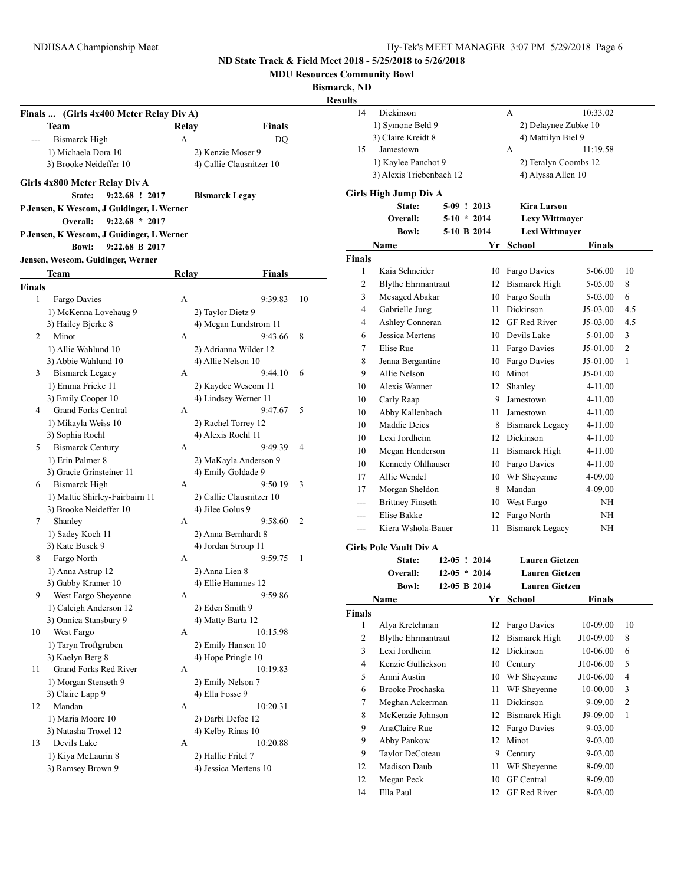**ND State Track & Field Meet 2018 - 5/25/2018 to 5/26/2018**

**MDU Resources Community Bowl**

**Bismarck, ND**

**Results**

### Finals ... (Girls 4x400 Meter Relay Div A)

| | Team | Relay | Finals | |
|---|---|---|---|---|
| --- | Bismarck High | A | DQ | |
| | 1) Michaela Dora 10 | 2) Kenzie Moser 9 | | |
| | 3) Brooke Neideffer 10 | 4) Callie Clausnitzer 10 | | |

### Girls 4x800 Meter Relay Div A

State: 9:22.68 ! 2017 Bismarck Legay
P Jensen, K Wescom, J Guidinger, L Werner
Overall: 9:22.68 * 2017
P Jensen, K Wescom, J Guidinger, L Werner
Bowl: 9:22.68 B 2017
Jensen, Wescom, Guidinger, Werner

| | Team | Relay | Finals | |
|---|---|---|---|---|
| **Finals** | | | | |
| 1 | Fargo Davies | A | 9:39.83 | 10 |
| | 1) McKenna Lovehaug 9 | 2) Taylor Dietz 9 | | |
| | 3) Hailey Bjerke 8 | 4) Megan Lundstrom 11 | | |
| 2 | Minot | A | 9:43.66 | 8 |
| | 1) Allie Wahlund 10 | 2) Adrianna Wilder 12 | | |
| | 3) Abbie Wahlund 10 | 4) Allie Nelson 10 | | |
| 3 | Bismarck Legacy | A | 9:44.10 | 6 |
| | 1) Emma Fricke 11 | 2) Kaydee Wescom 11 | | |
| | 3) Emily Cooper 10 | 4) Lindsey Werner 11 | | |
| 4 | Grand Forks Central | A | 9:47.67 | 5 |
| | 1) Mikayla Weiss 10 | 2) Rachel Torrey 12 | | |
| | 3) Sophia Roehl | 4) Alexis Roehl 11 | | |
| 5 | Bismarck Century | A | 9:49.39 | 4 |
| | 1) Erin Palmer 8 | 2) MaKayla Anderson 9 | | |
| | 3) Gracie Grinsteiner 11 | 4) Emily Goldade 9 | | |
| 6 | Bismarck High | A | 9:50.19 | 3 |
| | 1) Mattie Shirley-Fairbairn 11 | 2) Callie Clausnitzer 10 | | |
| | 3) Brooke Neideffer 10 | 4) Jilee Golus 9 | | |
| 7 | Shanley | A | 9:58.60 | 2 |
| | 1) Sadey Koch 11 | 2) Anna Bernhardt 8 | | |
| | 3) Kate Busek 9 | 4) Jordan Stroup 11 | | |
| 8 | Fargo North | A | 9:59.75 | 1 |
| | 1) Anna Astrup 12 | 2) Anna Lien 8 | | |
| | 3) Gabby Kramer 10 | 4) Ellie Hammes 12 | | |
| 9 | West Fargo Sheyenne | A | 9:59.86 | |
| | 1) Caleigh Anderson 12 | 2) Eden Smith 9 | | |
| | 3) Onnica Stansbury 9 | 4) Matty Barta 12 | | |
| 10 | West Fargo | A | 10:15.98 | |
| | 1) Taryn Troftgruben | 2) Emily Hansen 10 | | |
| | 3) Kaelyn Berg 8 | 4) Hope Pringle 10 | | |
| 11 | Grand Forks Red River | A | 10:19.83 | |
| | 1) Morgan Stenseth 9 | 2) Emily Nelson 7 | | |
| | 3) Claire Lapp 9 | 4) Ella Fosse 9 | | |
| 12 | Mandan | A | 10:20.31 | |
| | 1) Maria Moore 10 | 2) Darbi Defoe 12 | | |
| | 3) Natasha Troxel 12 | 4) Kelby Rinas 10 | | |
| 13 | Devils Lake | A | 10:20.88 | |
| | 1) Kiya McLaurin 8 | 2) Hallie Fritel 7 | | |
| | 3) Ramsey Brown 9 | 4) Jessica Mertens 10 | | |
| 14 | Dickinson | A | 10:33.02 | |
| | 1) Symone Beld 9 | 2) Delaynee Zubke 10 | | |
| | 3) Claire Kreidt 8 | 4) Mattilyn Biel 9 | | |
| 15 | Jamestown | A | 11:19.58 | |
| | 1) Kaylee Panchot 9 | 2) Teralyn Coombs 12 | | |
| | 3) Alexis Triebenbach 12 | 4) Alyssa Allen 10 | | |

### Girls High Jump Div A

State: 5-09 ! 2013 Kira Larson
Overall: 5-10 * 2014 Lexy Wittmayer
Bowl: 5-10 B 2014 Lexi Wittmayer

| | Name | Yr | School | Finals | |
|---|---|---|---|---|---|
| **Finals** | | | | | |
| 1 | Kaia Schneider | 10 | Fargo Davies | 5-06.00 | 10 |
| 2 | Blythe Ehrmantraut | 12 | Bismarck High | 5-05.00 | 8 |
| 3 | Mesaged Abakar | 10 | Fargo South | 5-03.00 | 6 |
| 4 | Gabrielle Jung | 11 | Dickinson | J5-03.00 | 4.5 |
| 4 | Ashley Conneran | 12 | GF Red River | J5-03.00 | 4.5 |
| 6 | Jessica Mertens | 10 | Devils Lake | 5-01.00 | 3 |
| 7 | Elise Rue | 11 | Fargo Davies | J5-01.00 | 2 |
| 8 | Jenna Bergantine | 10 | Fargo Davies | J5-01.00 | 1 |
| 9 | Allie Nelson | 10 | Minot | J5-01.00 | |
| 10 | Alexis Wanner | 12 | Shanley | 4-11.00 | |
| 10 | Carly Raap | 9 | Jamestown | 4-11.00 | |
| 10 | Abby Kallenbach | 11 | Jamestown | 4-11.00 | |
| 10 | Maddie Deics | 8 | Bismarck Legacy | 4-11.00 | |
| 10 | Lexi Jordheim | 12 | Dickinson | 4-11.00 | |
| 10 | Megan Henderson | 11 | Bismarck High | 4-11.00 | |
| 10 | Kennedy Ohlhauser | 10 | Fargo Davies | 4-11.00 | |
| 17 | Allie Wendel | 10 | WF Sheyenne | 4-09.00 | |
| 17 | Morgan Sheldon | 8 | Mandan | 4-09.00 | |
| --- | Brittney Finseth | 10 | West Fargo | NH | |
| --- | Elise Bakke | 12 | Fargo North | NH | |
| --- | Kiera Wshola-Bauer | 11 | Bismarck Legacy | NH | |

### Girls Pole Vault Div A

State: 12-05 ! 2014 Lauren Gietzen
Overall: 12-05 * 2014 Lauren Gietzen
Bowl: 12-05 B 2014 Lauren Gietzen

| | Name | Yr | School | Finals | |
|---|---|---|---|---|---|
| **Finals** | | | | | |
| 1 | Alya Kretchman | 12 | Fargo Davies | 10-09.00 | 10 |
| 2 | Blythe Ehrmantraut | 12 | Bismarck High | J10-09.00 | 8 |
| 3 | Lexi Jordheim | 12 | Dickinson | 10-06.00 | 6 |
| 4 | Kenzie Gullickson | 10 | Century | J10-06.00 | 5 |
| 5 | Amni Austin | 10 | WF Sheyenne | J10-06.00 | 4 |
| 6 | Brooke Prochaska | 11 | WF Sheyenne | 10-00.00 | 3 |
| 7 | Meghan Ackerman | 11 | Dickinson | 9-09.00 | 2 |
| 8 | McKenzie Johnson | 12 | Bismarck High | J9-09.00 | 1 |
| 9 | AnaClaire Rue | 12 | Fargo Davies | 9-03.00 | |
| 9 | Abby Pankow | 12 | Minot | 9-03.00 | |
| 9 | Taylor DeCoteau | 9 | Century | 9-03.00 | |
| 12 | Madison Daub | 11 | WF Sheyenne | 8-09.00 | |
| 12 | Megan Peck | 10 | GF Central | 8-09.00 | |
| 14 | Ella Paul | 12 | GF Red River | 8-03.00 | |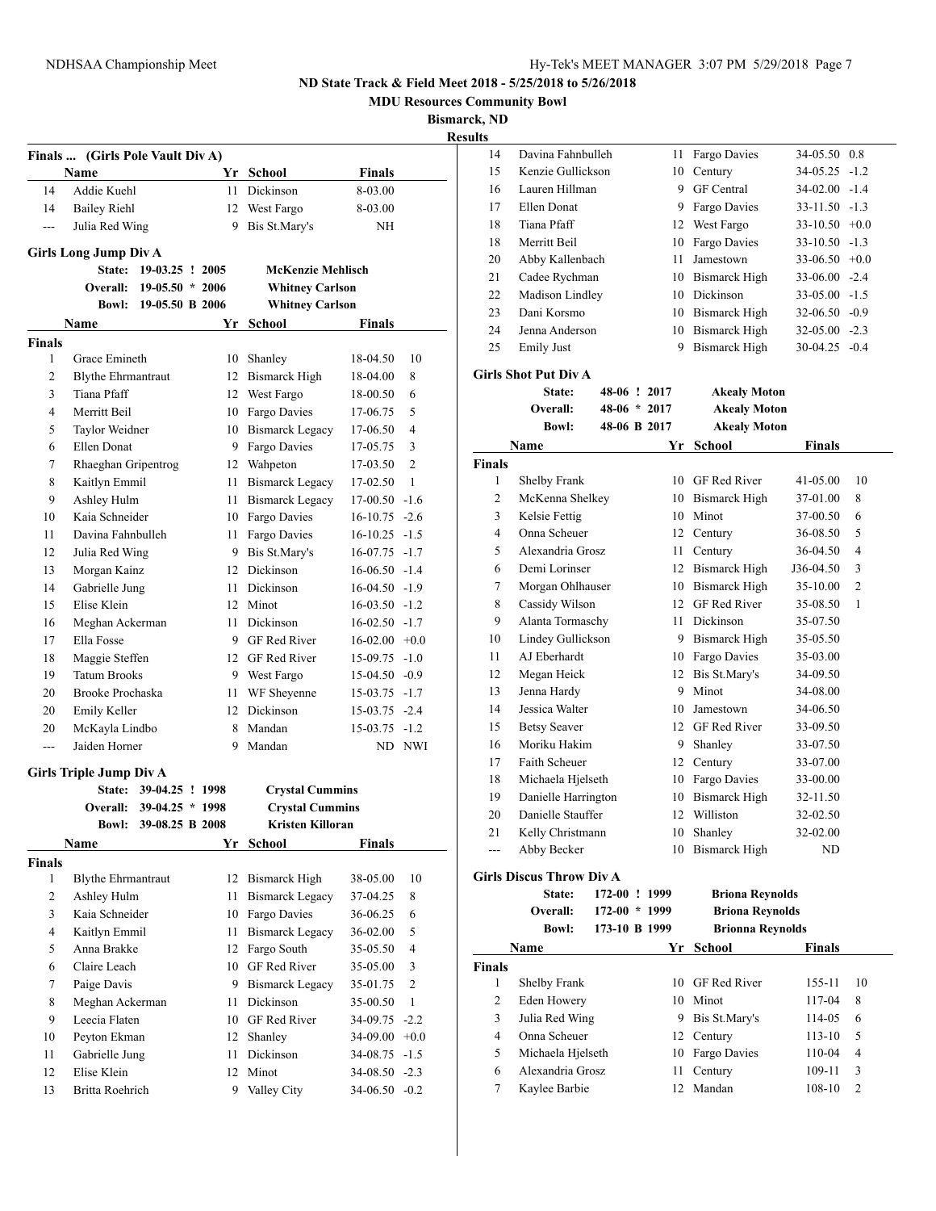**ND State Track & Field Meet 2018 - 5/25/2018 to 5/26/2018**

**MDU Resources Community Bowl**

**Bismarck, ND**

**Results**

### Finals ... (Girls Pole Vault Div A)

| | Name | Yr | School | Finals | |
|---|---|---|---|---|---|
| 14 | Addie Kuehl | 11 | Dickinson | 8-03.00 | |
| 14 | Bailey Riehl | 12 | West Fargo | 8-03.00 | |
| --- | Julia Red Wing | 9 | Bis St.Mary's | NH | |

### Girls Long Jump Div A

| | | | |
|---|---|---|---|
| State: | 19-03.25 ! 2005 | | McKenzie Mehlisch |
| Overall: | 19-05.50 * 2006 | | Whitney Carlson |
| Bowl: | 19-05.50 B 2006 | | Whitney Carlson |

| | Name | Yr | School | Finals | |
|---|---|---|---|---|---|
| **Finals** | | | | | |
| 1 | Grace Emineth | 10 | Shanley | 18-04.50 | 10 |
| 2 | Blythe Ehrmantraut | 12 | Bismarck High | 18-04.00 | 8 |
| 3 | Tiana Pfaff | 12 | West Fargo | 18-00.50 | 6 |
| 4 | Merritt Beil | 10 | Fargo Davies | 17-06.75 | 5 |
| 5 | Taylor Weidner | 10 | Bismarck Legacy | 17-06.50 | 4 |
| 6 | Ellen Donat | 9 | Fargo Davies | 17-05.75 | 3 |
| 7 | Rhaeghan Gripentrog | 12 | Wahpeton | 17-03.50 | 2 |
| 8 | Kaitlyn Emmil | 11 | Bismarck Legacy | 17-02.50 | 1 |
| 9 | Ashley Hulm | 11 | Bismarck Legacy | 17-00.50 | -1.6 |
| 10 | Kaia Schneider | 10 | Fargo Davies | 16-10.75 | -2.6 |
| 11 | Davina Fahnbulleh | 11 | Fargo Davies | 16-10.25 | -1.5 |
| 12 | Julia Red Wing | 9 | Bis St.Mary's | 16-07.75 | -1.7 |
| 13 | Morgan Kainz | 12 | Dickinson | 16-06.50 | -1.4 |
| 14 | Gabrielle Jung | 11 | Dickinson | 16-04.50 | -1.9 |
| 15 | Elise Klein | 12 | Minot | 16-03.50 | -1.2 |
| 16 | Meghan Ackerman | 11 | Dickinson | 16-02.50 | -1.7 |
| 17 | Ella Fosse | 9 | GF Red River | 16-02.00 | +0.0 |
| 18 | Maggie Steffen | 12 | GF Red River | 15-09.75 | -1.0 |
| 19 | Tatum Brooks | 9 | West Fargo | 15-04.50 | -0.9 |
| 20 | Brooke Prochaska | 11 | WF Sheyenne | 15-03.75 | -1.7 |
| 20 | Emily Keller | 12 | Dickinson | 15-03.75 | -2.4 |
| 20 | McKayla Lindbo | 8 | Mandan | 15-03.75 | -1.2 |
| --- | Jaiden Horner | 9 | Mandan | ND | NWI |

### Girls Triple Jump Div A

| | | | |
|---|---|---|---|
| State: | 39-04.25 ! 1998 | | Crystal Cummins |
| Overall: | 39-04.25 * 1998 | | Crystal Cummins |
| Bowl: | 39-08.25 B 2008 | | Kristen Killoran |

| | Name | Yr | School | Finals | |
|---|---|---|---|---|---|
| **Finals** | | | | | |
| 1 | Blythe Ehrmantraut | 12 | Bismarck High | 38-05.00 | 10 |
| 2 | Ashley Hulm | 11 | Bismarck Legacy | 37-04.25 | 8 |
| 3 | Kaia Schneider | 10 | Fargo Davies | 36-06.25 | 6 |
| 4 | Kaitlyn Emmil | 11 | Bismarck Legacy | 36-02.00 | 5 |
| 5 | Anna Brakke | 12 | Fargo South | 35-05.50 | 4 |
| 6 | Claire Leach | 10 | GF Red River | 35-05.00 | 3 |
| 7 | Paige Davis | 9 | Bismarck Legacy | 35-01.75 | 2 |
| 8 | Meghan Ackerman | 11 | Dickinson | 35-00.50 | 1 |
| 9 | Leecia Flaten | 10 | GF Red River | 34-09.75 | -2.2 |
| 10 | Peyton Ekman | 12 | Shanley | 34-09.00 | +0.0 |
| 11 | Gabrielle Jung | 11 | Dickinson | 34-08.75 | -1.5 |
| 12 | Elise Klein | 12 | Minot | 34-08.50 | -2.3 |
| 13 | Britta Roehrich | 9 | Valley City | 34-06.50 | -0.2 |
| 14 | Davina Fahnbulleh | 11 | Fargo Davies | 34-05.50 | 0.8 |
| 15 | Kenzie Gullickson | 10 | Century | 34-05.25 | -1.2 |
| 16 | Lauren Hillman | 9 | GF Central | 34-02.00 | -1.4 |
| 17 | Ellen Donat | 9 | Fargo Davies | 33-11.50 | -1.3 |
| 18 | Tiana Pfaff | 12 | West Fargo | 33-10.50 | +0.0 |
| 18 | Merritt Beil | 10 | Fargo Davies | 33-10.50 | -1.3 |
| 20 | Abby Kallenbach | 11 | Jamestown | 33-06.50 | +0.0 |
| 21 | Cadee Rychman | 10 | Bismarck High | 33-06.00 | -2.4 |
| 22 | Madison Lindley | 10 | Dickinson | 33-05.00 | -1.5 |
| 23 | Dani Korsmo | 10 | Bismarck High | 32-06.50 | -0.9 |
| 24 | Jenna Anderson | 10 | Bismarck High | 32-05.00 | -2.3 |
| 25 | Emily Just | 9 | Bismarck High | 30-04.25 | -0.4 |

### Girls Shot Put Div A

| | | | |
|---|---|---|---|
| State: | 48-06 ! 2017 | | Akealy Moton |
| Overall: | 48-06 * 2017 | | Akealy Moton |
| Bowl: | 48-06 B 2017 | | Akealy Moton |

| | Name | Yr | School | Finals | |
|---|---|---|---|---|---|
| **Finals** | | | | | |
| 1 | Shelby Frank | 10 | GF Red River | 41-05.00 | 10 |
| 2 | McKenna Shelkey | 10 | Bismarck High | 37-01.00 | 8 |
| 3 | Kelsie Fettig | 10 | Minot | 37-00.50 | 6 |
| 4 | Onna Scheuer | 12 | Century | 36-08.50 | 5 |
| 5 | Alexandria Grosz | 11 | Century | 36-04.50 | 4 |
| 6 | Demi Lorinser | 12 | Bismarck High | J36-04.50 | 3 |
| 7 | Morgan Ohlhauser | 10 | Bismarck High | 35-10.00 | 2 |
| 8 | Cassidy Wilson | 12 | GF Red River | 35-08.50 | 1 |
| 9 | Alanta Tormaschy | 11 | Dickinson | 35-07.50 | |
| 10 | Lindey Gullickson | 9 | Bismarck High | 35-05.50 | |
| 11 | AJ Eberhardt | 10 | Fargo Davies | 35-03.00 | |
| 12 | Megan Heick | 12 | Bis St.Mary's | 34-09.50 | |
| 13 | Jenna Hardy | 9 | Minot | 34-08.00 | |
| 14 | Jessica Walter | 10 | Jamestown | 34-06.50 | |
| 15 | Betsy Seaver | 12 | GF Red River | 33-09.50 | |
| 16 | Moriku Hakim | 9 | Shanley | 33-07.50 | |
| 17 | Faith Scheuer | 12 | Century | 33-07.00 | |
| 18 | Michaela Hjelseth | 10 | Fargo Davies | 33-00.00 | |
| 19 | Danielle Harrington | 10 | Bismarck High | 32-11.50 | |
| 20 | Danielle Stauffer | 12 | Williston | 32-02.50 | |
| 21 | Kelly Christmann | 10 | Shanley | 32-02.00 | |
| --- | Abby Becker | 10 | Bismarck High | ND | |

### Girls Discus Throw Div A

| | | | |
|---|---|---|---|
| State: | 172-00 ! 1999 | | Briona Reynolds |
| Overall: | 172-00 * 1999 | | Briona Reynolds |
| Bowl: | 173-10 B 1999 | | Brionna Reynolds |

| | Name | Yr | School | Finals | |
|---|---|---|---|---|---|
| **Finals** | | | | | |
| 1 | Shelby Frank | 10 | GF Red River | 155-11 | 10 |
| 2 | Eden Howery | 10 | Minot | 117-04 | 8 |
| 3 | Julia Red Wing | 9 | Bis St.Mary's | 114-05 | 6 |
| 4 | Onna Scheuer | 12 | Century | 113-10 | 5 |
| 5 | Michaela Hjelseth | 10 | Fargo Davies | 110-04 | 4 |
| 6 | Alexandria Grosz | 11 | Century | 109-11 | 3 |
| 7 | Kaylee Barbie | 12 | Mandan | 108-10 | 2 |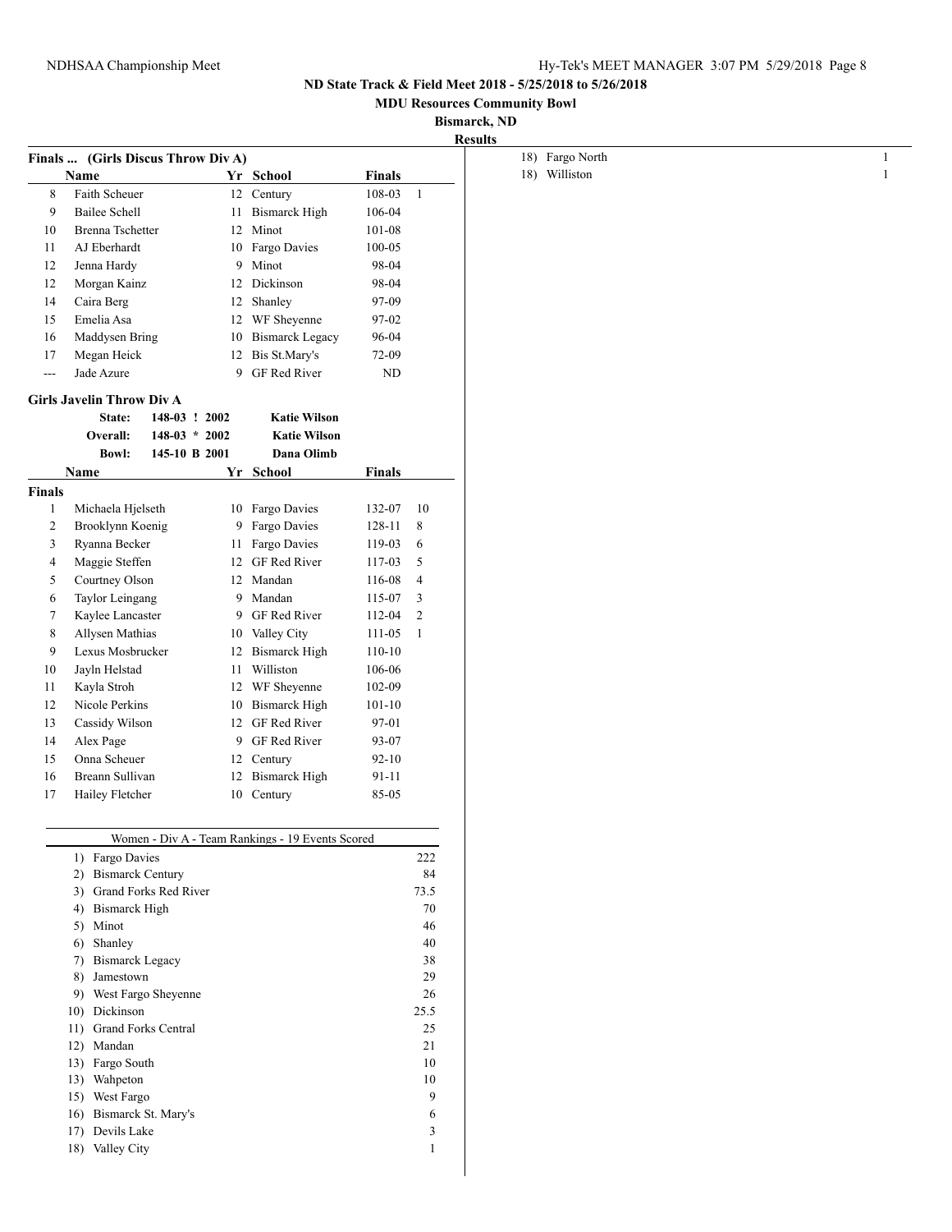**ND State Track & Field Meet 2018 - 5/25/2018 to 5/26/2018**

**MDU Resources Community Bowl**

**Bismarck, ND**

**Results**

### Finals ... (Girls Discus Throw Div A)

| | Name | Yr | School | Finals | |
|---|---|---|---|---|---|
| 8 | Faith Scheuer | 12 | Century | 108-03 | 1 |
| 9 | Bailee Schell | 11 | Bismarck High | 106-04 | |
| 10 | Brenna Tschetter | 12 | Minot | 101-08 | |
| 11 | AJ Eberhardt | 10 | Fargo Davies | 100-05 | |
| 12 | Jenna Hardy | 9 | Minot | 98-04 | |
| 12 | Morgan Kainz | 12 | Dickinson | 98-04 | |
| 14 | Caira Berg | 12 | Shanley | 97-09 | |
| 15 | Emelia Asa | 12 | WF Sheyenne | 97-02 | |
| 16 | Maddysen Bring | 10 | Bismarck Legacy | 96-04 | |
| 17 | Megan Heick | 12 | Bis St.Mary's | 72-09 | |
| --- | Jade Azure | 9 | GF Red River | ND | |

### Girls Javelin Throw Div A

State: 148-03 ! 2002 Katie Wilson
Overall: 148-03 * 2002 Katie Wilson
Bowl: 145-10 B 2001 Dana Olimb

**Finals**

| | Name | Yr | School | Finals | |
|---|---|---|---|---|---|
| 1 | Michaela Hjelseth | 10 | Fargo Davies | 132-07 | 10 |
| 2 | Brooklynn Koenig | 9 | Fargo Davies | 128-11 | 8 |
| 3 | Ryanna Becker | 11 | Fargo Davies | 119-03 | 6 |
| 4 | Maggie Steffen | 12 | GF Red River | 117-03 | 5 |
| 5 | Courtney Olson | 12 | Mandan | 116-08 | 4 |
| 6 | Taylor Leingang | 9 | Mandan | 115-07 | 3 |
| 7 | Kaylee Lancaster | 9 | GF Red River | 112-04 | 2 |
| 8 | Allysen Mathias | 10 | Valley City | 111-05 | 1 |
| 9 | Lexus Mosbrucker | 12 | Bismarck High | 110-10 | |
| 10 | Jayln Helstad | 11 | Williston | 106-06 | |
| 11 | Kayla Stroh | 12 | WF Sheyenne | 102-09 | |
| 12 | Nicole Perkins | 10 | Bismarck High | 101-10 | |
| 13 | Cassidy Wilson | 12 | GF Red River | 97-01 | |
| 14 | Alex Page | 9 | GF Red River | 93-07 | |
| 15 | Onna Scheuer | 12 | Century | 92-10 | |
| 16 | Breann Sullivan | 12 | Bismarck High | 91-11 | |
| 17 | Hailey Fletcher | 10 | Century | 85-05 | |

### Women - Div A - Team Rankings - 19 Events Scored

| Rank | Team | Points |
|---|---|---|
| 1) | Fargo Davies | 222 |
| 2) | Bismarck Century | 84 |
| 3) | Grand Forks Red River | 73.5 |
| 4) | Bismarck High | 70 |
| 5) | Minot | 46 |
| 6) | Shanley | 40 |
| 7) | Bismarck Legacy | 38 |
| 8) | Jamestown | 29 |
| 9) | West Fargo Sheyenne | 26 |
| 10) | Dickinson | 25.5 |
| 11) | Grand Forks Central | 25 |
| 12) | Mandan | 21 |
| 13) | Fargo South | 10 |
| 13) | Wahpeton | 10 |
| 15) | West Fargo | 9 |
| 16) | Bismarck St. Mary's | 6 |
| 17) | Devils Lake | 3 |
| 18) | Valley City | 1 |
| 18) | Fargo North | 1 |
| 18) | Williston | 1 |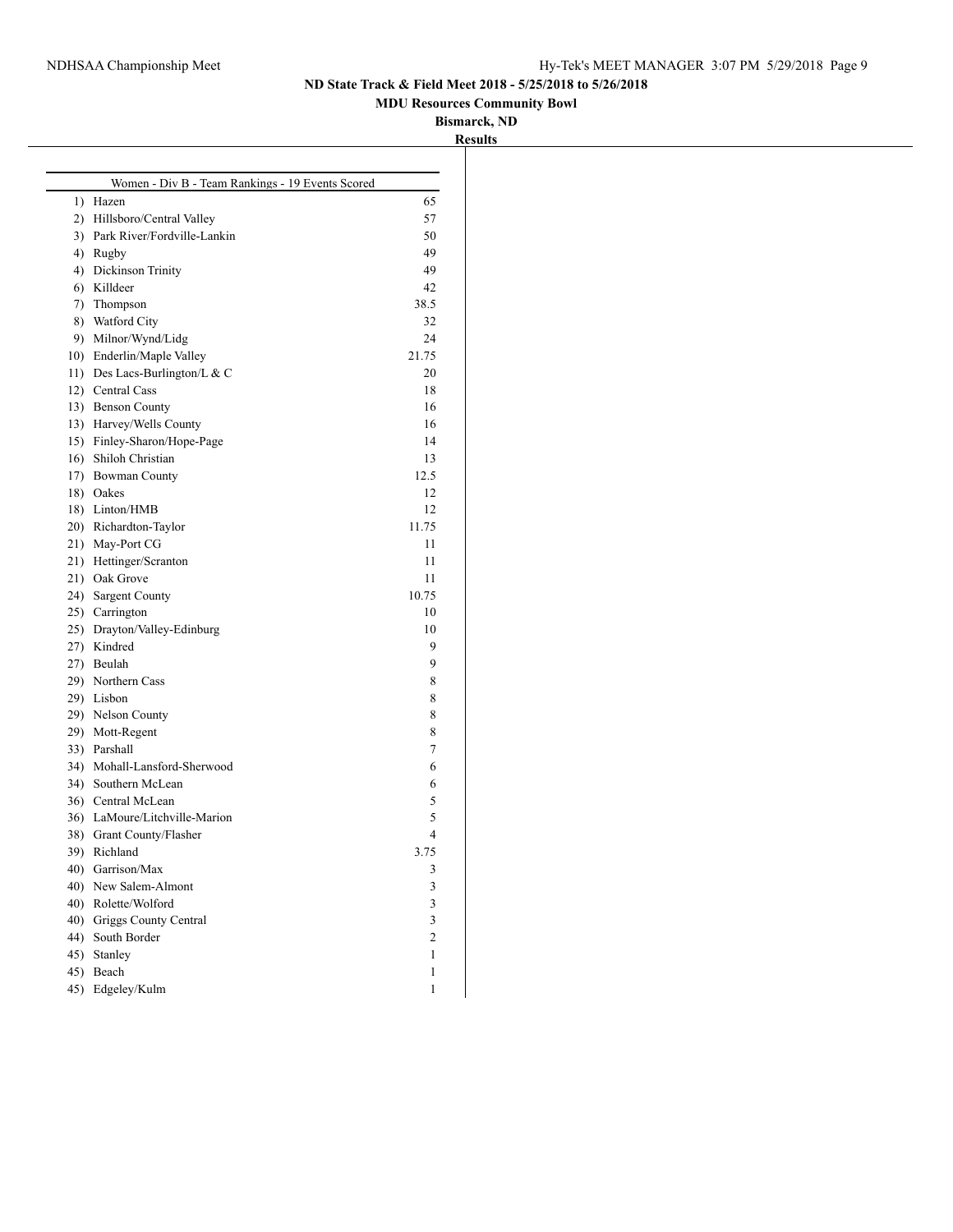# ND State Track & Field Meet 2018 - 5/25/2018 to 5/26/2018

**MDU Resources Community Bowl**

**Bismarck, ND**

**Results**

Women - Div B - Team Rankings - 19 Events Scored

| | | |
|---|---|---|
| 1) | Hazen | 65 |
| 2) | Hillsboro/Central Valley | 57 |
| 3) | Park River/Fordville-Lankin | 50 |
| 4) | Rugby | 49 |
| 4) | Dickinson Trinity | 49 |
| 6) | Killdeer | 42 |
| 7) | Thompson | 38.5 |
| 8) | Watford City | 32 |
| 9) | Milnor/Wynd/Lidg | 24 |
| 10) | Enderlin/Maple Valley | 21.75 |
| 11) | Des Lacs-Burlington/L & C | 20 |
| 12) | Central Cass | 18 |
| 13) | Benson County | 16 |
| 13) | Harvey/Wells County | 16 |
| 15) | Finley-Sharon/Hope-Page | 14 |
| 16) | Shiloh Christian | 13 |
| 17) | Bowman County | 12.5 |
| 18) | Oakes | 12 |
| 18) | Linton/HMB | 12 |
| 20) | Richardton-Taylor | 11.75 |
| 21) | May-Port CG | 11 |
| 21) | Hettinger/Scranton | 11 |
| 21) | Oak Grove | 11 |
| 24) | Sargent County | 10.75 |
| 25) | Carrington | 10 |
| 25) | Drayton/Valley-Edinburg | 10 |
| 27) | Kindred | 9 |
| 27) | Beulah | 9 |
| 29) | Northern Cass | 8 |
| 29) | Lisbon | 8 |
| 29) | Nelson County | 8 |
| 29) | Mott-Regent | 8 |
| 33) | Parshall | 7 |
| 34) | Mohall-Lansford-Sherwood | 6 |
| 34) | Southern McLean | 6 |
| 36) | Central McLean | 5 |
| 36) | LaMoure/Litchville-Marion | 5 |
| 38) | Grant County/Flasher | 4 |
| 39) | Richland | 3.75 |
| 40) | Garrison/Max | 3 |
| 40) | New Salem-Almont | 3 |
| 40) | Rolette/Wolford | 3 |
| 40) | Griggs County Central | 3 |
| 44) | South Border | 2 |
| 45) | Stanley | 1 |
| 45) | Beach | 1 |
| 45) | Edgeley/Kulm | 1 |